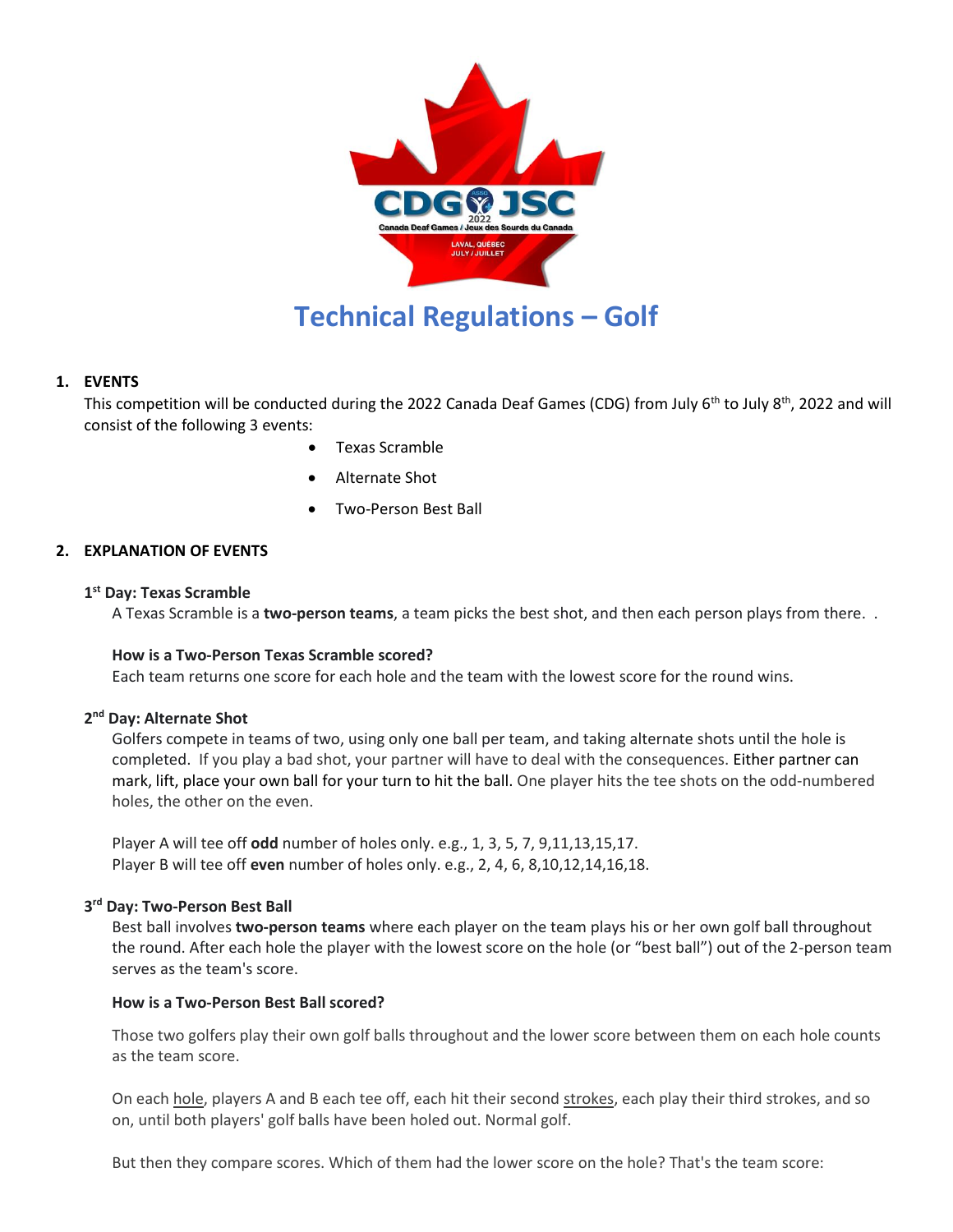# Technical Regulations – Golf

## 1. EVENTS

This competition will be conducted during the 2022 Canada Deaf Games (CDG) from July 6th to July 8th, 2022 and will consist of the following 3 events:

- Texas Scramble
- Alternate Shot
- Two-Person Best Ball

## 2. EXPLANATION OF EVENTS

### 1st Day: Texas Scramble

A Texas Scramble is a **two-person teams**, a team picks the best shot, and then each person plays from there. .

**How is a Two-Person Texas Scramble scored?**

Each team returns one score for each hole and the team with the lowest score for the round wins.

### 2nd Day: Alternate Shot

Golfers compete in teams of two, using only one ball per team, and taking alternate shots until the hole is completed. If you play a bad shot, your partner will have to deal with the consequences. Either partner can mark, lift, place your own ball for your turn to hit the ball. One player hits the tee shots on the odd-numbered holes, the other on the even.

Player A will tee off **odd** number of holes only. e.g., 1, 3, 5, 7, 9,11,13,15,17.
Player B will tee off **even** number of holes only. e.g., 2, 4, 6, 8,10,12,14,16,18.

### 3rd Day: Two-Person Best Ball

Best ball involves **two-person teams** where each player on the team plays his or her own golf ball throughout the round. After each hole the player with the lowest score on the hole (or "best ball") out of the 2-person team serves as the team's score.

**How is a Two-Person Best Ball scored?**

Those two golfers play their own golf balls throughout and the lower score between them on each hole counts as the team score.

On each hole, players A and B each tee off, each hit their second strokes, each play their third strokes, and so on, until both players' golf balls have been holed out. Normal golf.

But then they compare scores. Which of them had the lower score on the hole? That's the team score: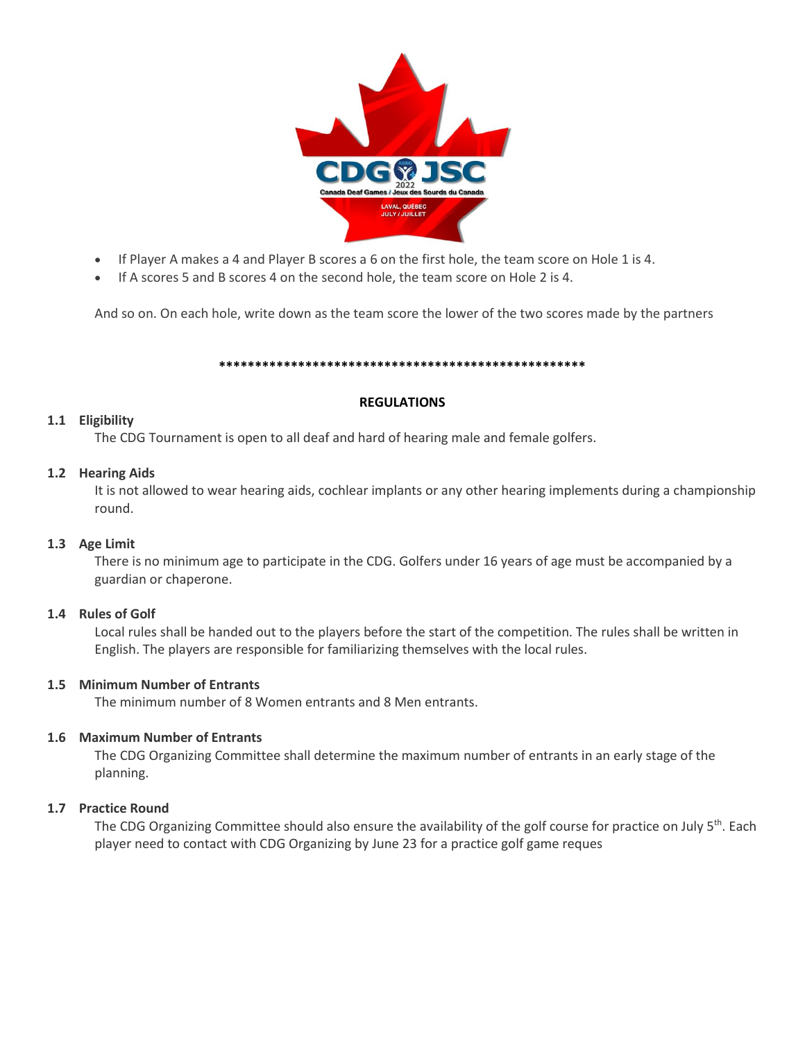- If Player A makes a 4 and Player B scores a 6 on the first hole, the team score on Hole 1 is 4.
- If A scores 5 and B scores 4 on the second hole, the team score on Hole 2 is 4.

And so on. On each hole, write down as the team score the lower of the two scores made by the partners

***************************************************

**REGULATIONS**

**1.1 Eligibility**

The CDG Tournament is open to all deaf and hard of hearing male and female golfers.

**1.2 Hearing Aids**

It is not allowed to wear hearing aids, cochlear implants or any other hearing implements during a championship round.

**1.3 Age Limit**

There is no minimum age to participate in the CDG. Golfers under 16 years of age must be accompanied by a guardian or chaperone.

**1.4 Rules of Golf**

Local rules shall be handed out to the players before the start of the competition. The rules shall be written in English. The players are responsible for familiarizing themselves with the local rules.

**1.5 Minimum Number of Entrants**

The minimum number of 8 Women entrants and 8 Men entrants.

**1.6 Maximum Number of Entrants**

The CDG Organizing Committee shall determine the maximum number of entrants in an early stage of the planning.

**1.7 Practice Round**

The CDG Organizing Committee should also ensure the availability of the golf course for practice on July 5th. Each player need to contact with CDG Organizing by June 23 for a practice golf game reques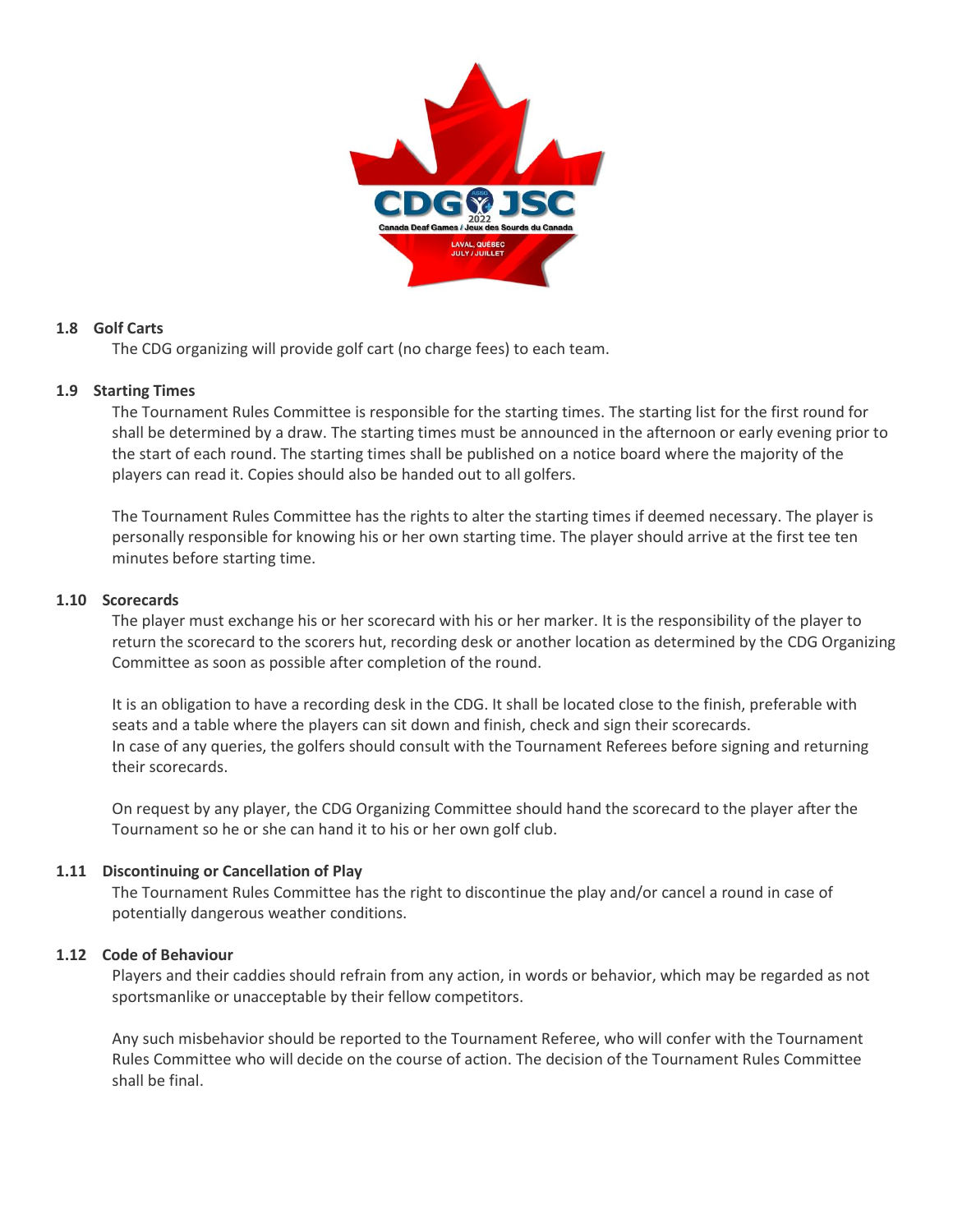### 1.8 Golf Carts

The CDG organizing will provide golf cart (no charge fees) to each team.

### 1.9 Starting Times

The Tournament Rules Committee is responsible for the starting times. The starting list for the first round for shall be determined by a draw. The starting times must be announced in the afternoon or early evening prior to the start of each round. The starting times shall be published on a notice board where the majority of the players can read it. Copies should also be handed out to all golfers.

The Tournament Rules Committee has the rights to alter the starting times if deemed necessary. The player is personally responsible for knowing his or her own starting time. The player should arrive at the first tee ten minutes before starting time.

### 1.10 Scorecards

The player must exchange his or her scorecard with his or her marker. It is the responsibility of the player to return the scorecard to the scorers hut, recording desk or another location as determined by the CDG Organizing Committee as soon as possible after completion of the round.

It is an obligation to have a recording desk in the CDG. It shall be located close to the finish, preferable with seats and a table where the players can sit down and finish, check and sign their scorecards.
In case of any queries, the golfers should consult with the Tournament Referees before signing and returning their scorecards.

On request by any player, the CDG Organizing Committee should hand the scorecard to the player after the Tournament so he or she can hand it to his or her own golf club.

### 1.11 Discontinuing or Cancellation of Play

The Tournament Rules Committee has the right to discontinue the play and/or cancel a round in case of potentially dangerous weather conditions.

### 1.12 Code of Behaviour

Players and their caddies should refrain from any action, in words or behavior, which may be regarded as not sportsmanlike or unacceptable by their fellow competitors.

Any such misbehavior should be reported to the Tournament Referee, who will confer with the Tournament Rules Committee who will decide on the course of action. The decision of the Tournament Rules Committee shall be final.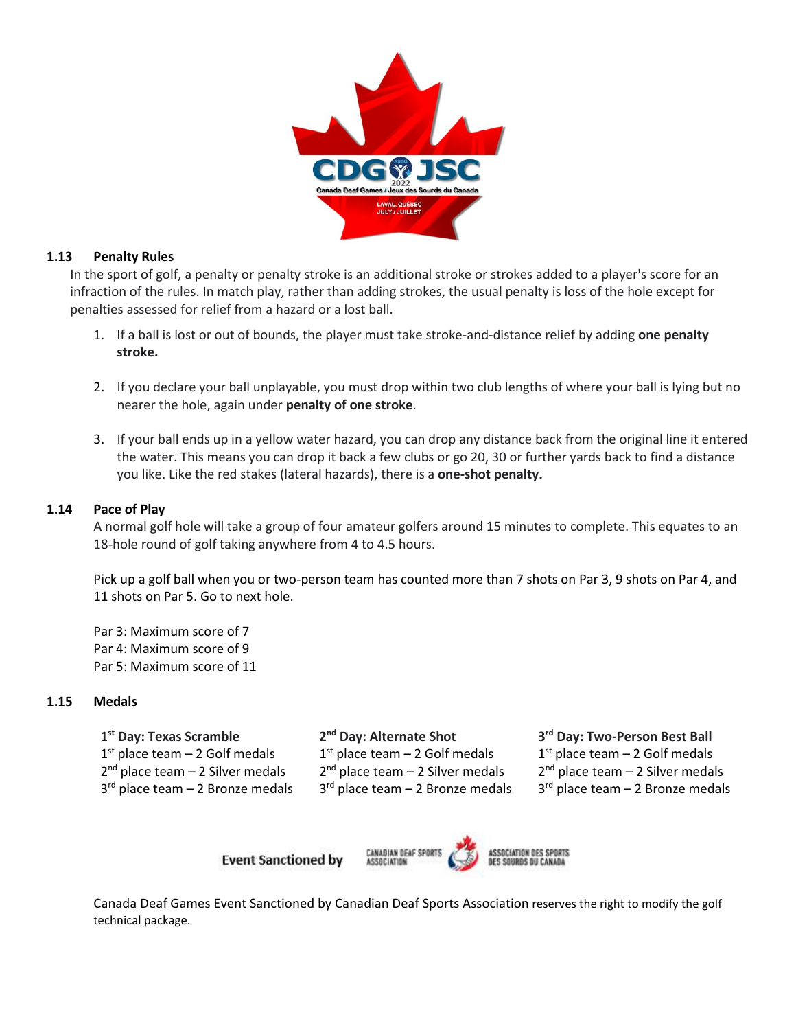### 1.13 Penalty Rules

In the sport of golf, a penalty or penalty stroke is an additional stroke or strokes added to a player's score for an infraction of the rules. In match play, rather than adding strokes, the usual penalty is loss of the hole except for penalties assessed for relief from a hazard or a lost ball.

1. If a ball is lost or out of bounds, the player must take stroke-and-distance relief by adding **one penalty stroke.**

2. If you declare your ball unplayable, you must drop within two club lengths of where your ball is lying but no nearer the hole, again under **penalty of one stroke**.

3. If your ball ends up in a yellow water hazard, you can drop any distance back from the original line it entered the water. This means you can drop it back a few clubs or go 20, 30 or further yards back to find a distance you like. Like the red stakes (lateral hazards), there is a **one-shot penalty.**

### 1.14 Pace of Play

A normal golf hole will take a group of four amateur golfers around 15 minutes to complete. This equates to an 18-hole round of golf taking anywhere from 4 to 4.5 hours.

Pick up a golf ball when you or two-person team has counted more than 7 shots on Par 3, 9 shots on Par 4, and 11 shots on Par 5. Go to next hole.

Par 3: Maximum score of 7
Par 4: Maximum score of 9
Par 5: Maximum score of 11

### 1.15 Medals

**1st Day: Texas Scramble**
1st place team – 2 Golf medals
2nd place team – 2 Silver medals
3rd place team – 2 Bronze medals

**2nd Day: Alternate Shot**
1st place team – 2 Golf medals
2nd place team – 2 Silver medals
3rd place team – 2 Bronze medals

**3rd Day: Two-Person Best Ball**
1st place team – 2 Golf medals
2nd place team – 2 Silver medals
3rd place team – 2 Bronze medals

Event Sanctioned by CANADIAN DEAF SPORTS ASSOCIATION / ASSOCIATION DES SPORTS DES SOURDS DU CANADA

Canada Deaf Games Event Sanctioned by Canadian Deaf Sports Association reserves the right to modify the golf technical package.